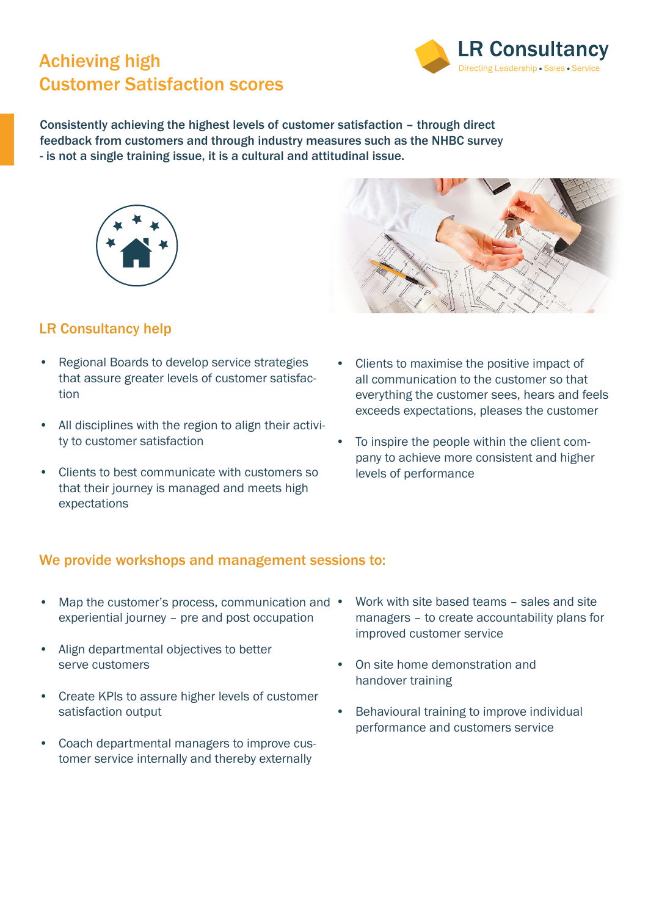# Achieving high Customer Satisfaction scores

LR Consultancy
Directing Leadership • Sales • Service

**Consistently achieving the highest levels of customer satisfaction – through direct feedback from customers and through industry measures such as the NHBC survey - is not a single training issue, it is a cultural and attitudinal issue.**

## LR Consultancy help

- Regional Boards to develop service strategies that assure greater levels of customer satisfaction
- All disciplines with the region to align their activity to customer satisfaction
- Clients to best communicate with customers so that their journey is managed and meets high expectations
- Clients to maximise the positive impact of all communication to the customer so that everything the customer sees, hears and feels exceeds expectations, pleases the customer
- To inspire the people within the client company to achieve more consistent and higher levels of performance

## We provide workshops and management sessions to:

- Map the customer's process, communication and experiential journey – pre and post occupation
- Align departmental objectives to better serve customers
- Create KPIs to assure higher levels of customer satisfaction output
- Coach departmental managers to improve customer service internally and thereby externally
- Work with site based teams – sales and site managers – to create accountability plans for improved customer service
- On site home demonstration and handover training
- Behavioural training to improve individual performance and customers service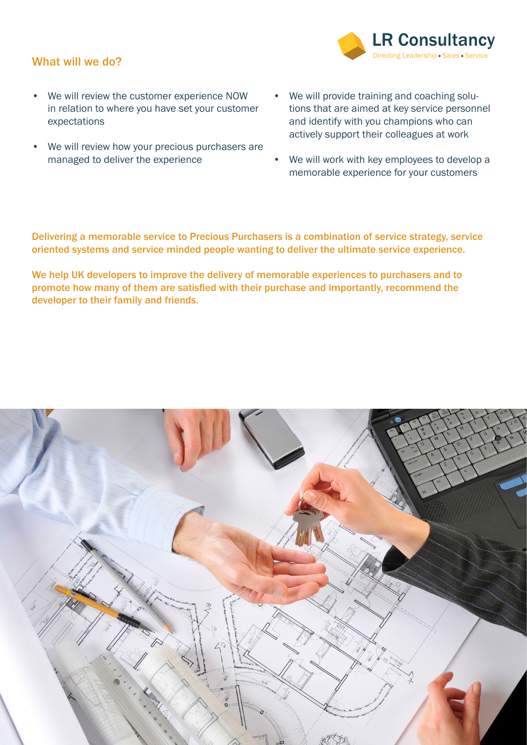LR Consultancy

Directing Leadership • Sales • Service

## What will we do?

- We will review the customer experience NOW in relation to where you have set your customer expectations
- We will review how your precious purchasers are managed to deliver the experience
- We will provide training and coaching solutions that are aimed at key service personnel and identify with you champions who can actively support their colleagues at work
- We will work with key employees to develop a memorable experience for your customers

**Delivering a memorable service to Precious Purchasers is a combination of service strategy, service oriented systems and service minded people wanting to deliver the ultimate service experience.**

**We help UK developers to improve the delivery of memorable experiences to purchasers and to promote how many of them are satisfied with their purchase and importantly, recommend the developer to their family and friends.**